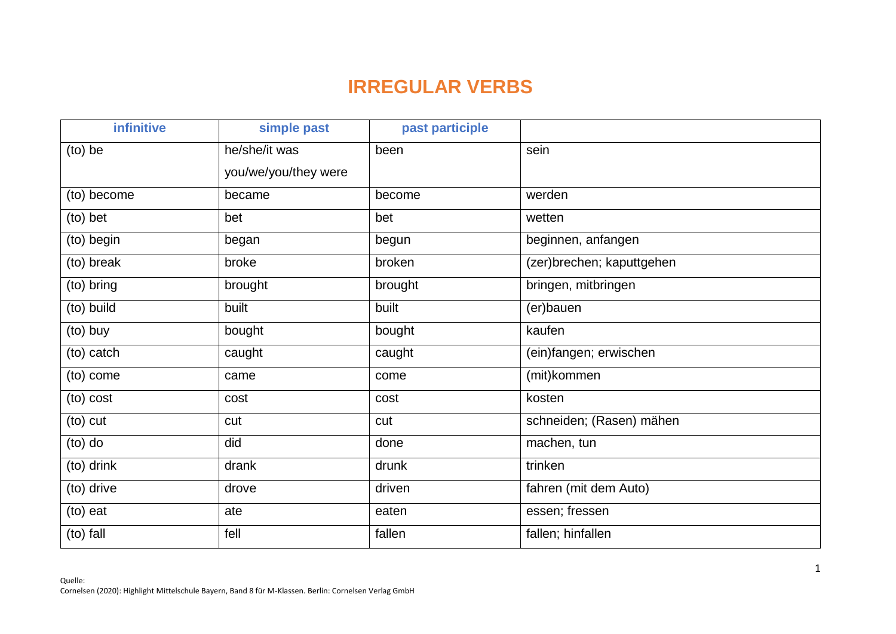# IRREGULAR VERBS

| infinitive | simple past | past participle | |
|---|---|---|---|
| (to) be | he/she/it was<br>you/we/you/they were | been | sein |
| (to) become | became | become | werden |
| (to) bet | bet | bet | wetten |
| (to) begin | began | begun | beginnen, anfangen |
| (to) break | broke | broken | (zer)brechen; kaputtgehen |
| (to) bring | brought | brought | bringen, mitbringen |
| (to) build | built | built | (er)bauen |
| (to) buy | bought | bought | kaufen |
| (to) catch | caught | caught | (ein)fangen; erwischen |
| (to) come | came | come | (mit)kommen |
| (to) cost | cost | cost | kosten |
| (to) cut | cut | cut | schneiden; (Rasen) mähen |
| (to) do | did | done | machen, tun |
| (to) drink | drank | drunk | trinken |
| (to) drive | drove | driven | fahren (mit dem Auto) |
| (to) eat | ate | eaten | essen; fressen |
| (to) fall | fell | fallen | fallen; hinfallen |

Quelle:
Cornelsen (2020): Highlight Mittelschule Bayern, Band 8 für M-Klassen. Berlin: Cornelsen Verlag GmbH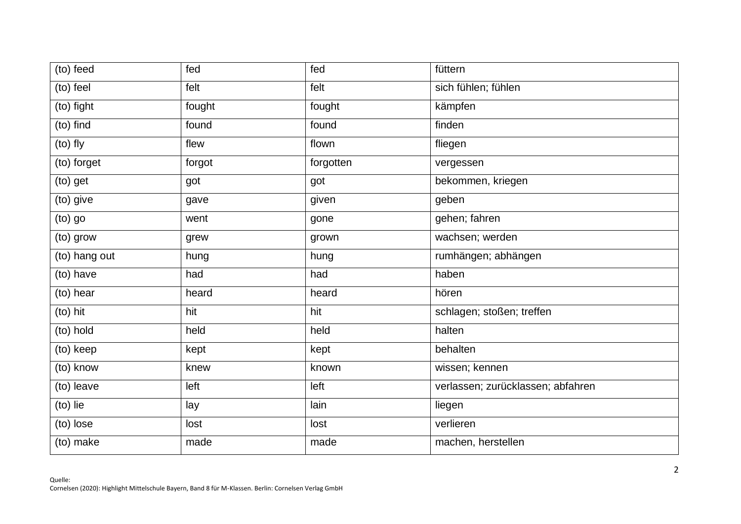| (to) feed | fed | fed | füttern |
|---|---|---|---|
| (to) feel | felt | felt | sich fühlen; fühlen |
| (to) fight | fought | fought | kämpfen |
| (to) find | found | found | finden |
| (to) fly | flew | flown | fliegen |
| (to) forget | forgot | forgotten | vergessen |
| (to) get | got | got | bekommen, kriegen |
| (to) give | gave | given | geben |
| (to) go | went | gone | gehen; fahren |
| (to) grow | grew | grown | wachsen; werden |
| (to) hang out | hung | hung | rumhängen; abhängen |
| (to) have | had | had | haben |
| (to) hear | heard | heard | hören |
| (to) hit | hit | hit | schlagen; stoßen; treffen |
| (to) hold | held | held | halten |
| (to) keep | kept | kept | behalten |
| (to) know | knew | known | wissen; kennen |
| (to) leave | left | left | verlassen; zurücklassen; abfahren |
| (to) lie | lay | lain | liegen |
| (to) lose | lost | lost | verlieren |
| (to) make | made | made | machen, herstellen |

Quelle:
Cornelsen (2020): Highlight Mittelschule Bayern, Band 8 für M-Klassen. Berlin: Cornelsen Verlag GmbH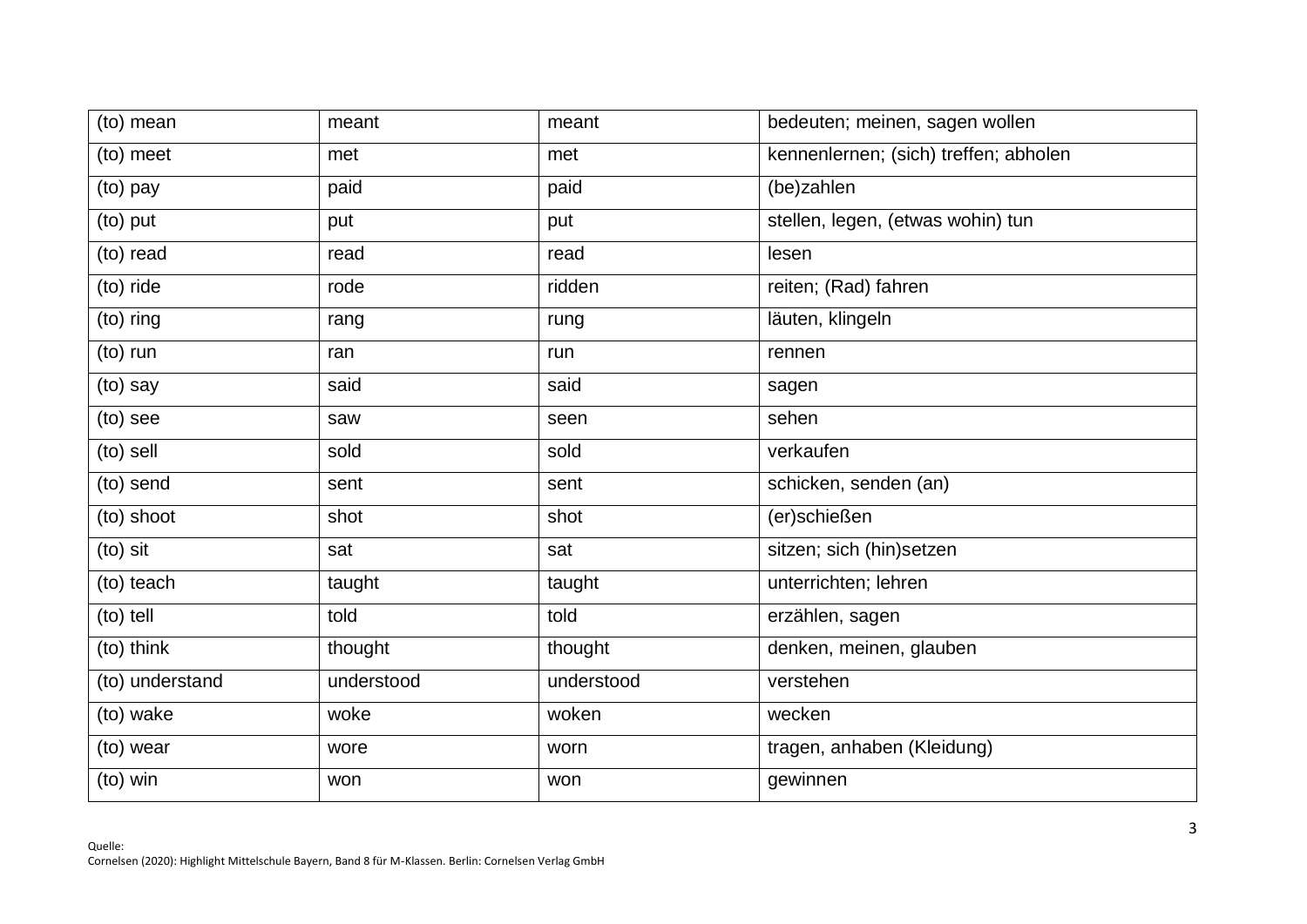| (to) mean | meant | meant | bedeuten; meinen, sagen wollen |
|---|---|---|---|
| (to) meet | met | met | kennenlernen; (sich) treffen; abholen |
| (to) pay | paid | paid | (be)zahlen |
| (to) put | put | put | stellen, legen, (etwas wohin) tun |
| (to) read | read | read | lesen |
| (to) ride | rode | ridden | reiten; (Rad) fahren |
| (to) ring | rang | rung | läuten, klingeln |
| (to) run | ran | run | rennen |
| (to) say | said | said | sagen |
| (to) see | saw | seen | sehen |
| (to) sell | sold | sold | verkaufen |
| (to) send | sent | sent | schicken, senden (an) |
| (to) shoot | shot | shot | (er)schießen |
| (to) sit | sat | sat | sitzen; sich (hin)setzen |
| (to) teach | taught | taught | unterrichten; lehren |
| (to) tell | told | told | erzählen, sagen |
| (to) think | thought | thought | denken, meinen, glauben |
| (to) understand | understood | understood | verstehen |
| (to) wake | woke | woken | wecken |
| (to) wear | wore | worn | tragen, anhaben (Kleidung) |
| (to) win | won | won | gewinnen |

Quelle:
Cornelsen (2020): Highlight Mittelschule Bayern, Band 8 für M-Klassen. Berlin: Cornelsen Verlag GmbH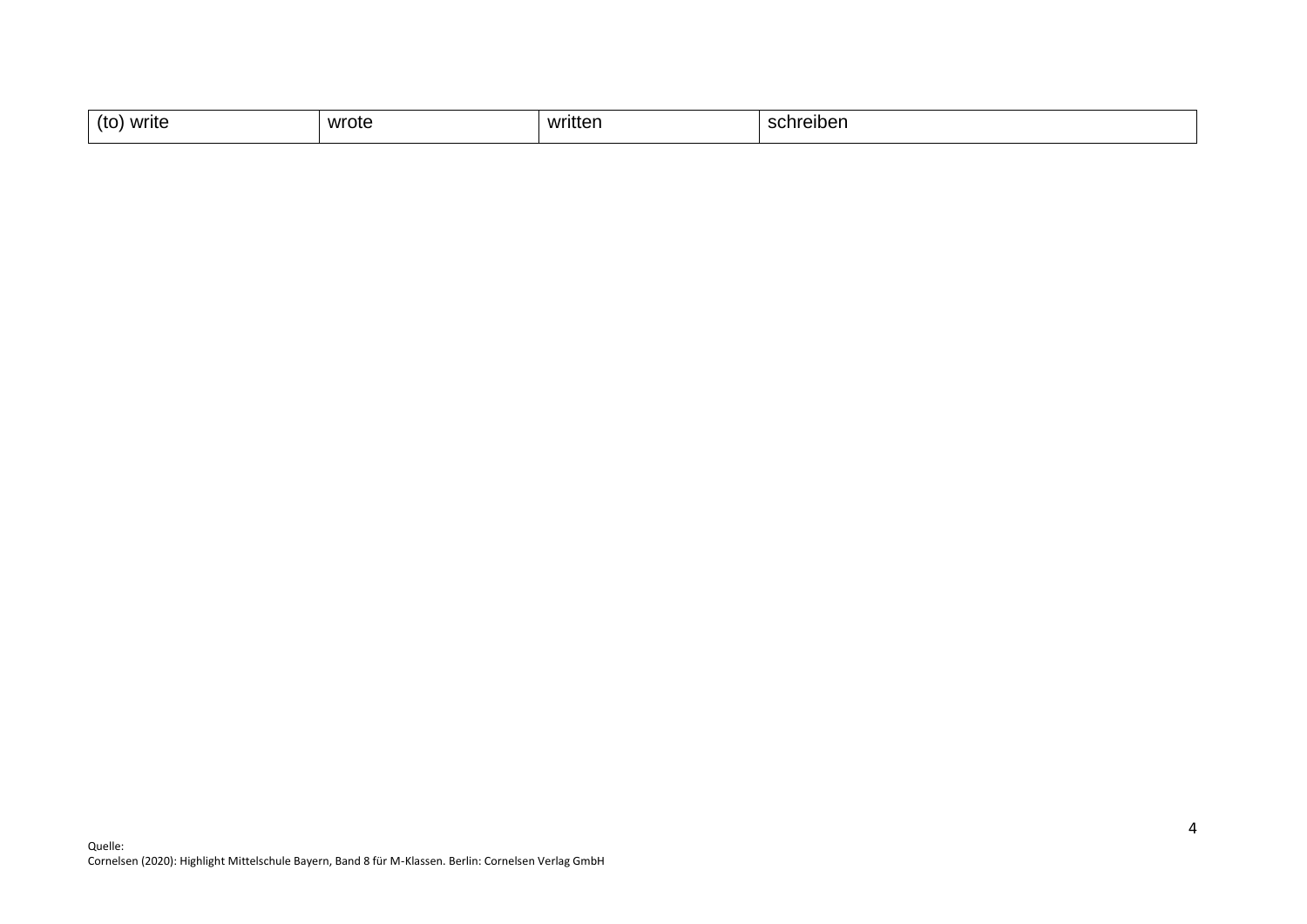| | | | |
|---|---|---|---|
| (to) write | wrote | written | schreiben |

Quelle:
Cornelsen (2020): Highlight Mittelschule Bayern, Band 8 für M-Klassen. Berlin: Cornelsen Verlag GmbH